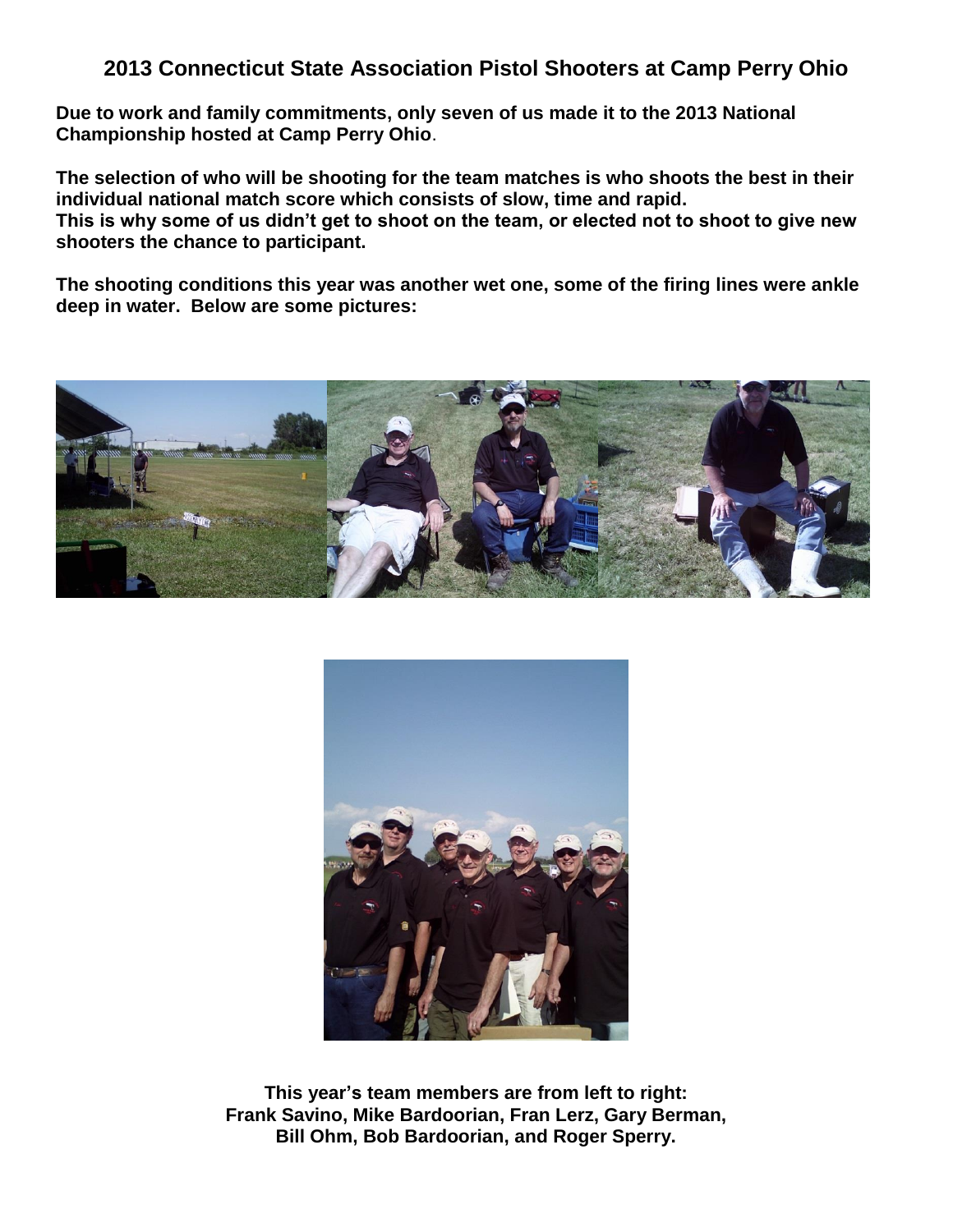# 2013 Connecticut State Association Pistol Shooters at Camp Perry Ohio

**Due to work and family commitments, only seven of us made it to the 2013 National Championship hosted at Camp Perry Ohio**.

**The selection of who will be shooting for the team matches is who shoots the best in their individual national match score which consists of slow, time and rapid.**
**This is why some of us didn't get to shoot on the team, or elected not to shoot to give new shooters the chance to participant.**

**The shooting conditions this year was another wet one, some of the firing lines were ankle deep in water. Below are some pictures:**

**This year's team members are from left to right:**
**Frank Savino, Mike Bardoorian, Fran Lerz, Gary Berman,**
**Bill Ohm, Bob Bardoorian, and Roger Sperry.**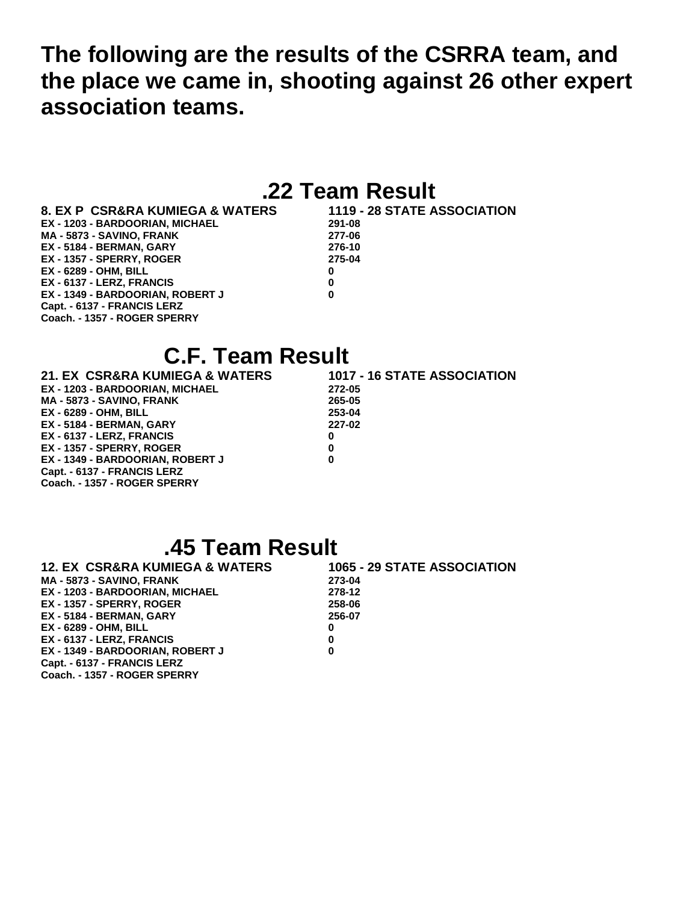**The following are the results of the CSRRA team, and the place we came in, shooting against 26 other expert association teams.**

## .22 Team Result

| | |
|---|---|
| **8. EX P CSR&RA KUMIEGA & WATERS** | **1119 - 28 STATE ASSOCIATION** |
| EX - 1203 - BARDOORIAN, MICHAEL | 291-08 |
| MA - 5873 - SAVINO, FRANK | 277-06 |
| EX - 5184 - BERMAN, GARY | 276-10 |
| EX - 1357 - SPERRY, ROGER | 275-04 |
| EX - 6289 - OHM, BILL | 0 |
| EX - 6137 - LERZ, FRANCIS | 0 |
| EX - 1349 - BARDOORIAN, ROBERT J | 0 |
| Capt. - 6137 - FRANCIS LERZ | |
| Coach. - 1357 - ROGER SPERRY | |

## C.F. Team Result

| | |
|---|---|
| **21. EX CSR&RA KUMIEGA & WATERS** | **1017 - 16 STATE ASSOCIATION** |
| EX - 1203 - BARDOORIAN, MICHAEL | 272-05 |
| MA - 5873 - SAVINO, FRANK | 265-05 |
| EX - 6289 - OHM, BILL | 253-04 |
| EX - 5184 - BERMAN, GARY | 227-02 |
| EX - 6137 - LERZ, FRANCIS | 0 |
| EX - 1357 - SPERRY, ROGER | 0 |
| EX - 1349 - BARDOORIAN, ROBERT J | 0 |
| Capt. - 6137 - FRANCIS LERZ | |
| Coach. - 1357 - ROGER SPERRY | |

## .45 Team Result

| | |
|---|---|
| **12. EX CSR&RA KUMIEGA & WATERS** | **1065 - 29 STATE ASSOCIATION** |
| MA - 5873 - SAVINO, FRANK | 273-04 |
| EX - 1203 - BARDOORIAN, MICHAEL | 278-12 |
| EX - 1357 - SPERRY, ROGER | 258-06 |
| EX - 5184 - BERMAN, GARY | 256-07 |
| EX - 6289 - OHM, BILL | 0 |
| EX - 6137 - LERZ, FRANCIS | 0 |
| EX - 1349 - BARDOORIAN, ROBERT J | 0 |
| Capt. - 6137 - FRANCIS LERZ | |
| Coach. - 1357 - ROGER SPERRY | |